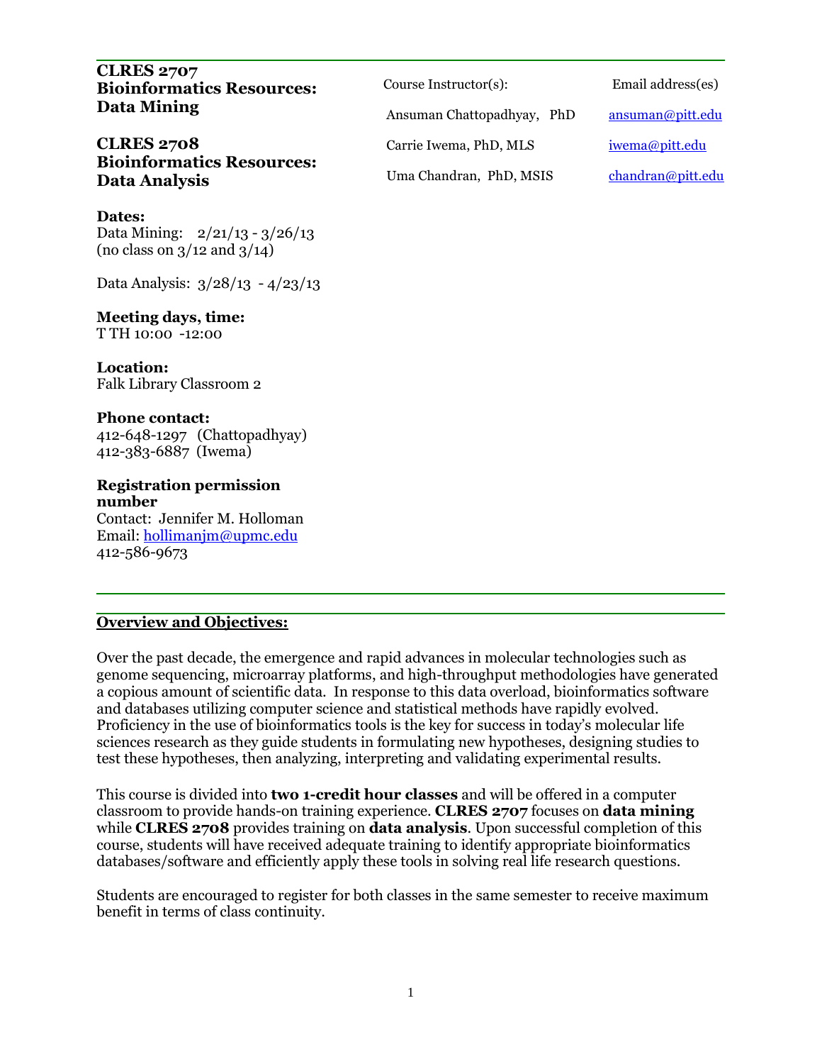**CLRES 2707**
**Bioinformatics Resources: Data Mining**

**CLRES 2708**
**Bioinformatics Resources: Data Analysis**

| Course Instructor(s): | Email address(es) |
|---|---|
| Ansuman Chattopadhyay, PhD | ansuman@pitt.edu |
| Carrie Iwema, PhD, MLS | iwema@pitt.edu |
| Uma Chandran, PhD, MSIS | chandran@pitt.edu |

**Dates:**
Data Mining: 2/21/13 - 3/26/13
(no class on 3/12 and 3/14)

Data Analysis: 3/28/13 - 4/23/13

**Meeting days, time:**
T TH 10:00 -12:00

**Location:**
Falk Library Classroom 2

**Phone contact:**
412-648-1297 (Chattopadhyay)
412-383-6887 (Iwema)

**Registration permission number**
Contact: Jennifer M. Holloman
Email: hollimanjm@upmc.edu
412-586-9673

## Overview and Objectives:

Over the past decade, the emergence and rapid advances in molecular technologies such as genome sequencing, microarray platforms, and high-throughput methodologies have generated a copious amount of scientific data. In response to this data overload, bioinformatics software and databases utilizing computer science and statistical methods have rapidly evolved. Proficiency in the use of bioinformatics tools is the key for success in today's molecular life sciences research as they guide students in formulating new hypotheses, designing studies to test these hypotheses, then analyzing, interpreting and validating experimental results.

This course is divided into **two 1-credit hour classes** and will be offered in a computer classroom to provide hands-on training experience. **CLRES 2707** focuses on **data mining** while **CLRES 2708** provides training on **data analysis**. Upon successful completion of this course, students will have received adequate training to identify appropriate bioinformatics databases/software and efficiently apply these tools in solving real life research questions.

Students are encouraged to register for both classes in the same semester to receive maximum benefit in terms of class continuity.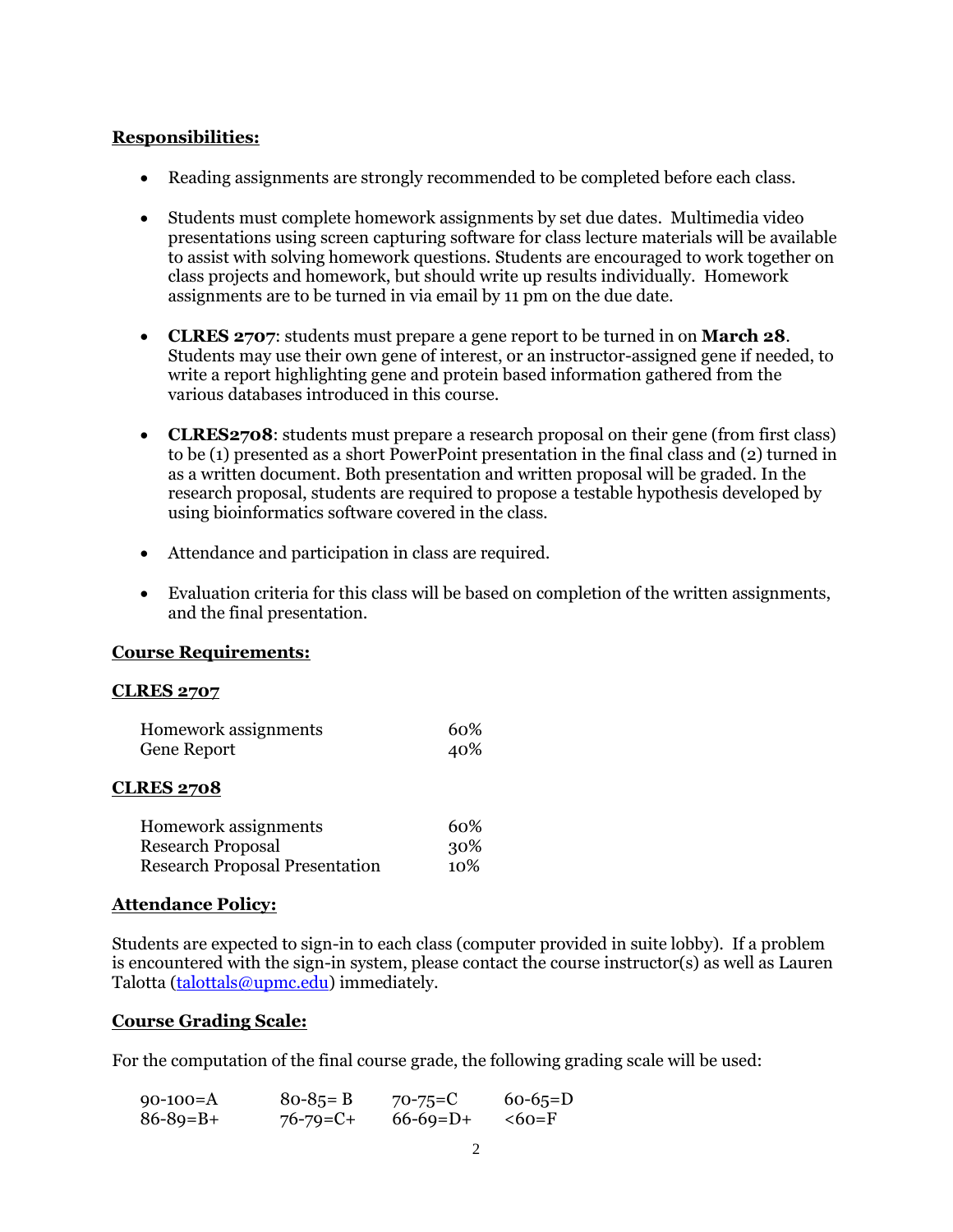**Responsibilities:**

- Reading assignments are strongly recommended to be completed before each class.
- Students must complete homework assignments by set due dates. Multimedia video presentations using screen capturing software for class lecture materials will be available to assist with solving homework questions. Students are encouraged to work together on class projects and homework, but should write up results individually. Homework assignments are to be turned in via email by 11 pm on the due date.
- **CLRES 2707**: students must prepare a gene report to be turned in on **March 28**. Students may use their own gene of interest, or an instructor-assigned gene if needed, to write a report highlighting gene and protein based information gathered from the various databases introduced in this course.
- **CLRES2708**: students must prepare a research proposal on their gene (from first class) to be (1) presented as a short PowerPoint presentation in the final class and (2) turned in as a written document. Both presentation and written proposal will be graded. In the research proposal, students are required to propose a testable hypothesis developed by using bioinformatics software covered in the class.
- Attendance and participation in class are required.
- Evaluation criteria for this class will be based on completion of the written assignments, and the final presentation.

**Course Requirements:**

**CLRES 2707**

| | |
|---|---|
| Homework assignments | 60% |
| Gene Report | 40% |

**CLRES 2708**

| | |
|---|---|
| Homework assignments | 60% |
| Research Proposal | 30% |
| Research Proposal Presentation | 10% |

**Attendance Policy:**

Students are expected to sign-in to each class (computer provided in suite lobby). If a problem is encountered with the sign-in system, please contact the course instructor(s) as well as Lauren Talotta (talottals@upmc.edu) immediately.

**Course Grading Scale:**

For the computation of the final course grade, the following grading scale will be used:

| | | | |
|---|---|---|---|
| 90-100=A | 80-85= B | 70-75=C | 60-65=D |
| 86-89=B+ | 76-79=C+ | 66-69=D+ | <60=F |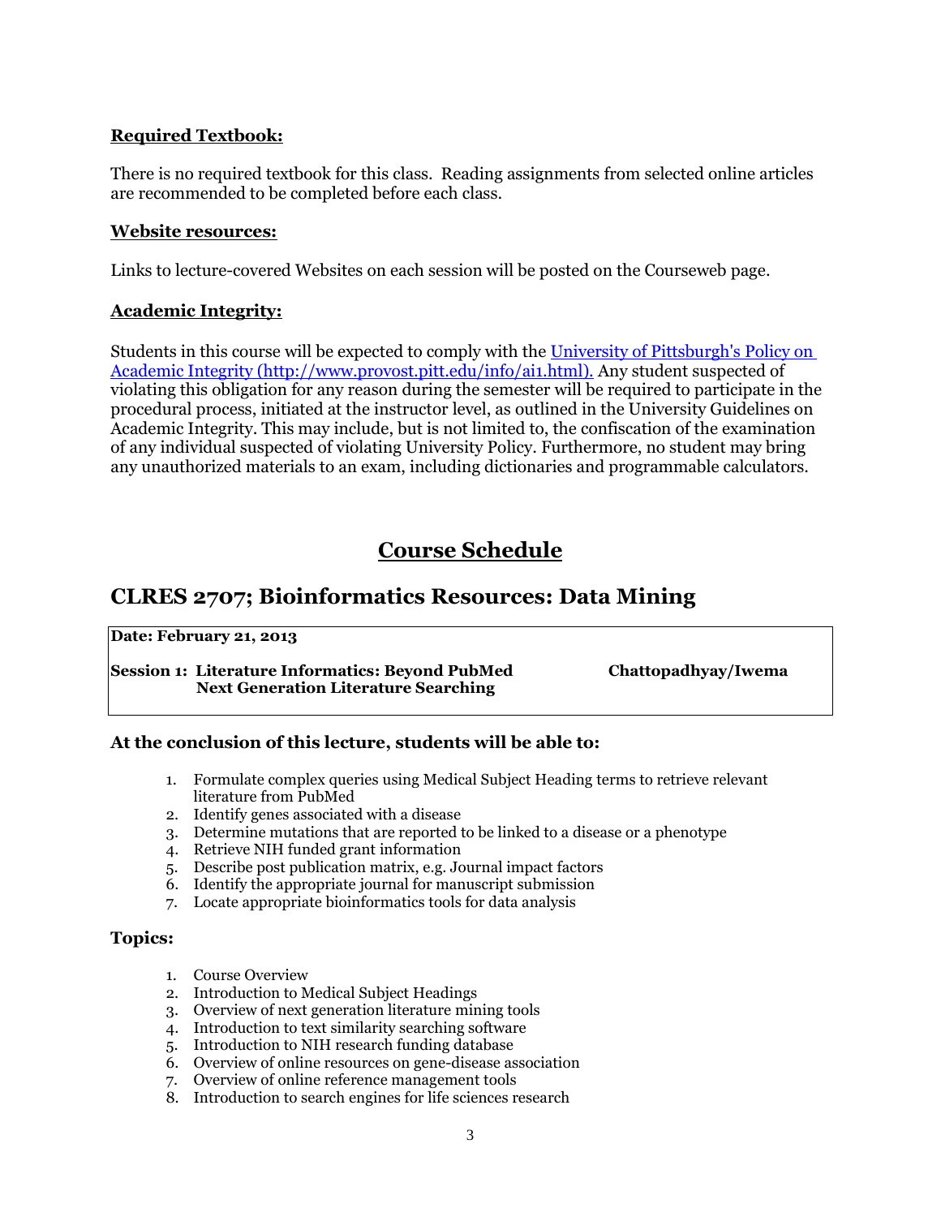**Required Textbook:**

There is no required textbook for this class. Reading assignments from selected online articles are recommended to be completed before each class.

**Website resources:**

Links to lecture-covered Websites on each session will be posted on the Courseweb page.

**Academic Integrity:**

Students in this course will be expected to comply with the [University of Pittsburgh's Policy on Academic Integrity (http://www.provost.pitt.edu/info/ai1.html).](http://www.provost.pitt.edu/info/ai1.html) Any student suspected of violating this obligation for any reason during the semester will be required to participate in the procedural process, initiated at the instructor level, as outlined in the University Guidelines on Academic Integrity. This may include, but is not limited to, the confiscation of the examination of any individual suspected of violating University Policy. Furthermore, no student may bring any unauthorized materials to an exam, including dictionaries and programmable calculators.

# Course Schedule

## CLRES 2707; Bioinformatics Resources: Data Mining

**Date: February 21, 2013**

**Session 1: Literature Informatics: Beyond PubMed Next Generation Literature Searching** **Chattopadhyay/Iwema**

### At the conclusion of this lecture, students will be able to:

1. Formulate complex queries using Medical Subject Heading terms to retrieve relevant literature from PubMed
2. Identify genes associated with a disease
3. Determine mutations that are reported to be linked to a disease or a phenotype
4. Retrieve NIH funded grant information
5. Describe post publication matrix, e.g. Journal impact factors
6. Identify the appropriate journal for manuscript submission
7. Locate appropriate bioinformatics tools for data analysis

### Topics:

1. Course Overview
2. Introduction to Medical Subject Headings
3. Overview of next generation literature mining tools
4. Introduction to text similarity searching software
5. Introduction to NIH research funding database
6. Overview of online resources on gene-disease association
7. Overview of online reference management tools
8. Introduction to search engines for life sciences research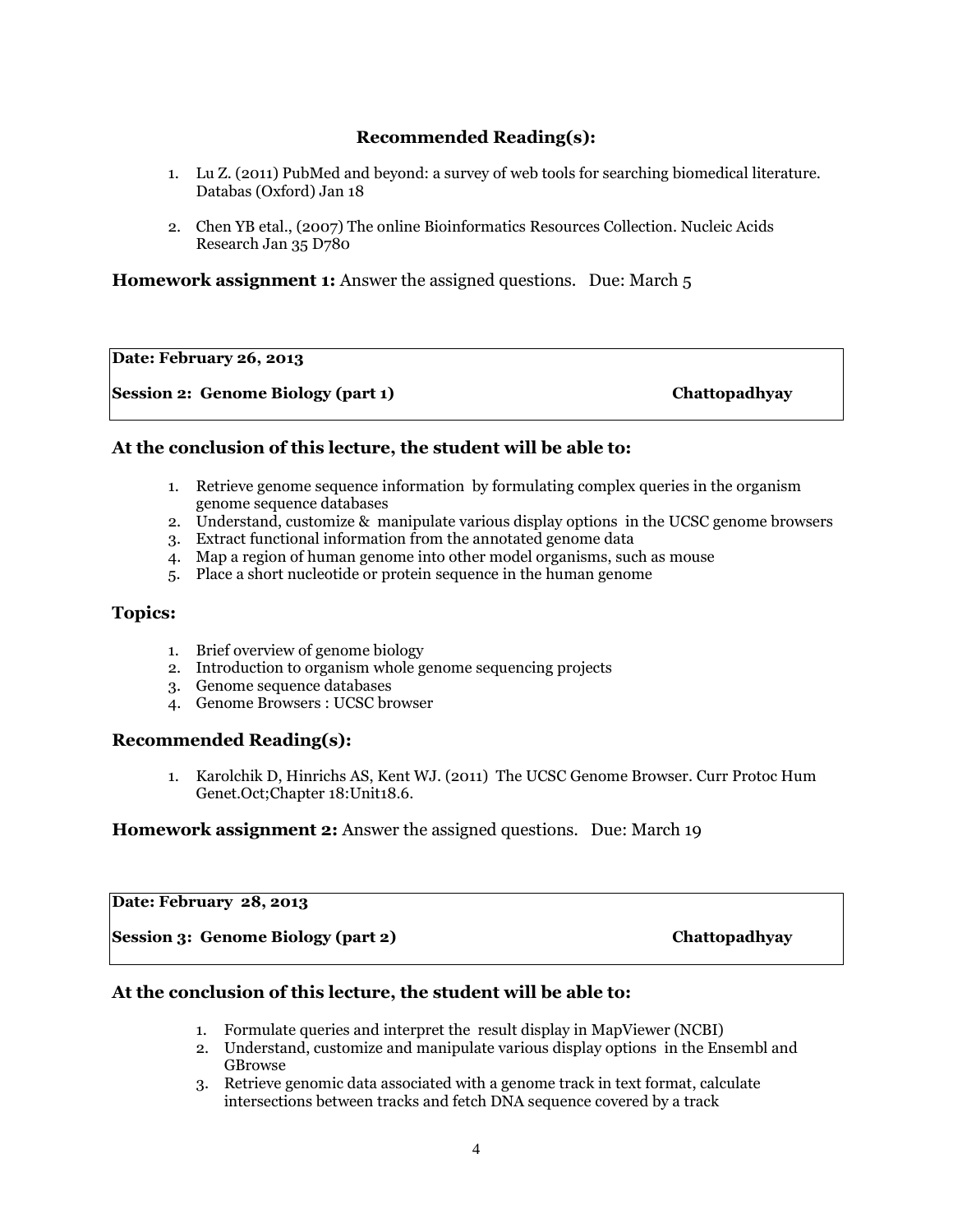### Recommended Reading(s):

1. Lu Z. (2011) PubMed and beyond: a survey of web tools for searching biomedical literature. Databas (Oxford) Jan 18

2. Chen YB etal., (2007) The online Bioinformatics Resources Collection. Nucleic Acids Research Jan 35 D780

**Homework assignment 1:** Answer the assigned questions. Due: March 5

---

**Date: February 26, 2013**

**Session 2: Genome Biology (part 1)** **Chattopadhyay**

---

### At the conclusion of this lecture, the student will be able to:

1. Retrieve genome sequence information by formulating complex queries in the organism genome sequence databases
2. Understand, customize & manipulate various display options in the UCSC genome browsers
3. Extract functional information from the annotated genome data
4. Map a region of human genome into other model organisms, such as mouse
5. Place a short nucleotide or protein sequence in the human genome

### Topics:

1. Brief overview of genome biology
2. Introduction to organism whole genome sequencing projects
3. Genome sequence databases
4. Genome Browsers : UCSC browser

### Recommended Reading(s):

1. Karolchik D, Hinrichs AS, Kent WJ. (2011) The UCSC Genome Browser. Curr Protoc Hum Genet.Oct;Chapter 18:Unit18.6.

**Homework assignment 2:** Answer the assigned questions. Due: March 19

---

**Date: February 28, 2013**

**Session 3: Genome Biology (part 2)** **Chattopadhyay**

---

### At the conclusion of this lecture, the student will be able to:

1. Formulate queries and interpret the result display in MapViewer (NCBI)
2. Understand, customize and manipulate various display options in the Ensembl and GBrowse
3. Retrieve genomic data associated with a genome track in text format, calculate intersections between tracks and fetch DNA sequence covered by a track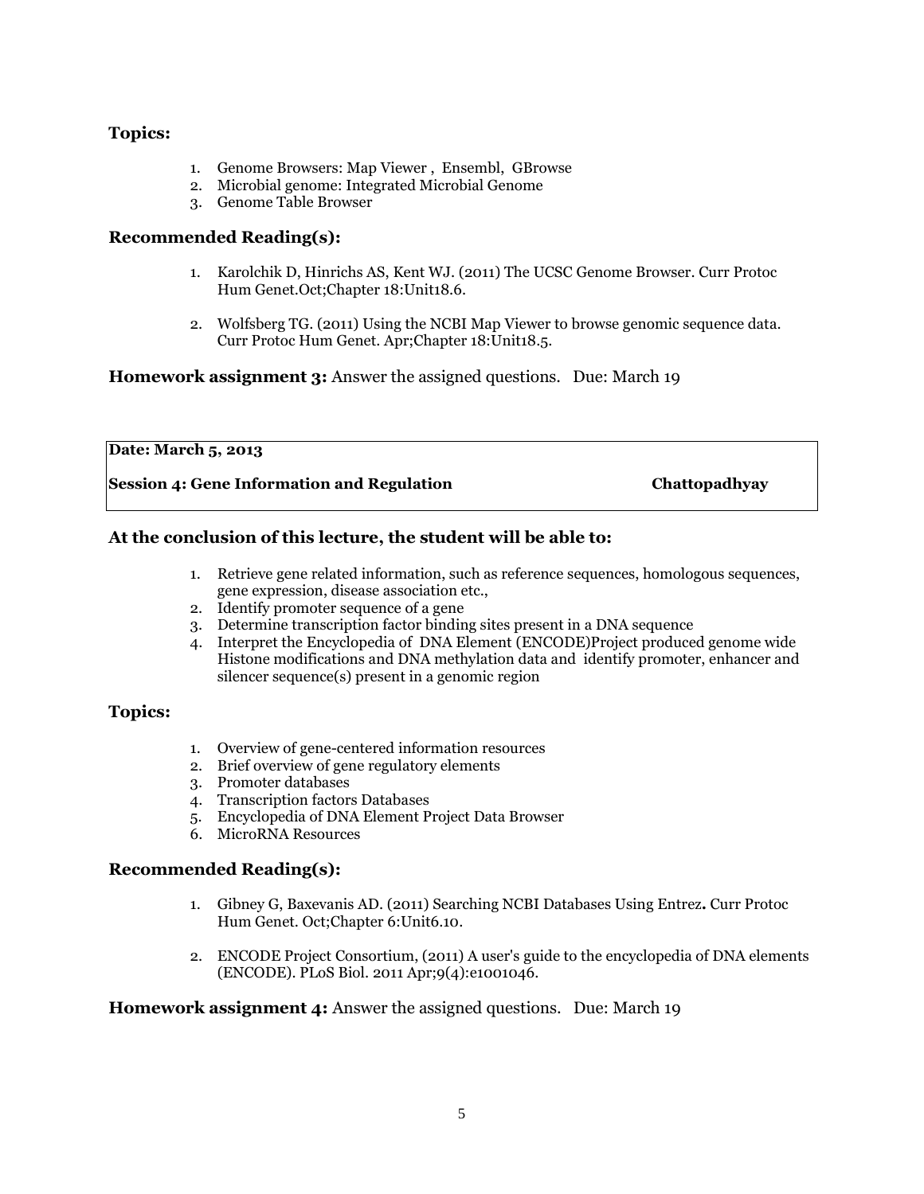### Topics:

1. Genome Browsers: Map Viewer , Ensembl, GBrowse
2. Microbial genome: Integrated Microbial Genome
3. Genome Table Browser

### Recommended Reading(s):

1. Karolchik D, Hinrichs AS, Kent WJ. (2011) The UCSC Genome Browser. Curr Protoc Hum Genet.Oct;Chapter 18:Unit18.6.

2. Wolfsberg TG. (2011) Using the NCBI Map Viewer to browse genomic sequence data. Curr Protoc Hum Genet. Apr;Chapter 18:Unit18.5.

**Homework assignment 3:** Answer the assigned questions. Due: March 19

**Date: March 5, 2013**

**Session 4: Gene Information and Regulation** **Chattopadhyay**

### At the conclusion of this lecture, the student will be able to:

1. Retrieve gene related information, such as reference sequences, homologous sequences, gene expression, disease association etc.,
2. Identify promoter sequence of a gene
3. Determine transcription factor binding sites present in a DNA sequence
4. Interpret the Encyclopedia of DNA Element (ENCODE)Project produced genome wide Histone modifications and DNA methylation data and identify promoter, enhancer and silencer sequence(s) present in a genomic region

### Topics:

1. Overview of gene-centered information resources
2. Brief overview of gene regulatory elements
3. Promoter databases
4. Transcription factors Databases
5. Encyclopedia of DNA Element Project Data Browser
6. MicroRNA Resources

### Recommended Reading(s):

1. Gibney G, Baxevanis AD. (2011) Searching NCBI Databases Using Entrez**.** Curr Protoc Hum Genet. Oct;Chapter 6:Unit6.10.

2. ENCODE Project Consortium, (2011) A user's guide to the encyclopedia of DNA elements (ENCODE). PLoS Biol. 2011 Apr;9(4):e1001046.

**Homework assignment 4:** Answer the assigned questions. Due: March 19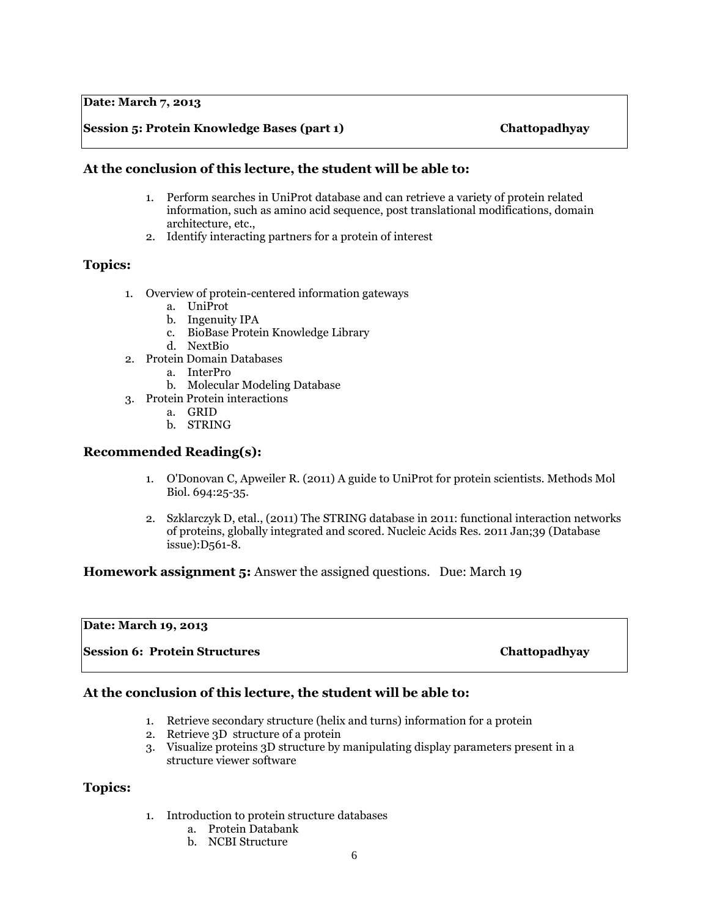**Date: March 7, 2013**

**Session 5: Protein Knowledge Bases (part 1)** **Chattopadhyay**

### At the conclusion of this lecture, the student will be able to:

1. Perform searches in UniProt database and can retrieve a variety of protein related information, such as amino acid sequence, post translational modifications, domain architecture, etc.,
2. Identify interacting partners for a protein of interest

### Topics:

1. Overview of protein-centered information gateways
   a. UniProt
   b. Ingenuity IPA
   c. BioBase Protein Knowledge Library
   d. NextBio
2. Protein Domain Databases
   a. InterPro
   b. Molecular Modeling Database
3. Protein Protein interactions
   a. GRID
   b. STRING

### Recommended Reading(s):

1. O'Donovan C, Apweiler R. (2011) A guide to UniProt for protein scientists. Methods Mol Biol. 694:25-35.

2. Szklarczyk D, etal., (2011) The STRING database in 2011: functional interaction networks of proteins, globally integrated and scored. Nucleic Acids Res. 2011 Jan;39 (Database issue):D561-8.

**Homework assignment 5:** Answer the assigned questions. Due: March 19

**Date: March 19, 2013**

**Session 6: Protein Structures** **Chattopadhyay**

### At the conclusion of this lecture, the student will be able to:

1. Retrieve secondary structure (helix and turns) information for a protein
2. Retrieve 3D structure of a protein
3. Visualize proteins 3D structure by manipulating display parameters present in a structure viewer software

### Topics:

1. Introduction to protein structure databases
   a. Protein Databank
   b. NCBI Structure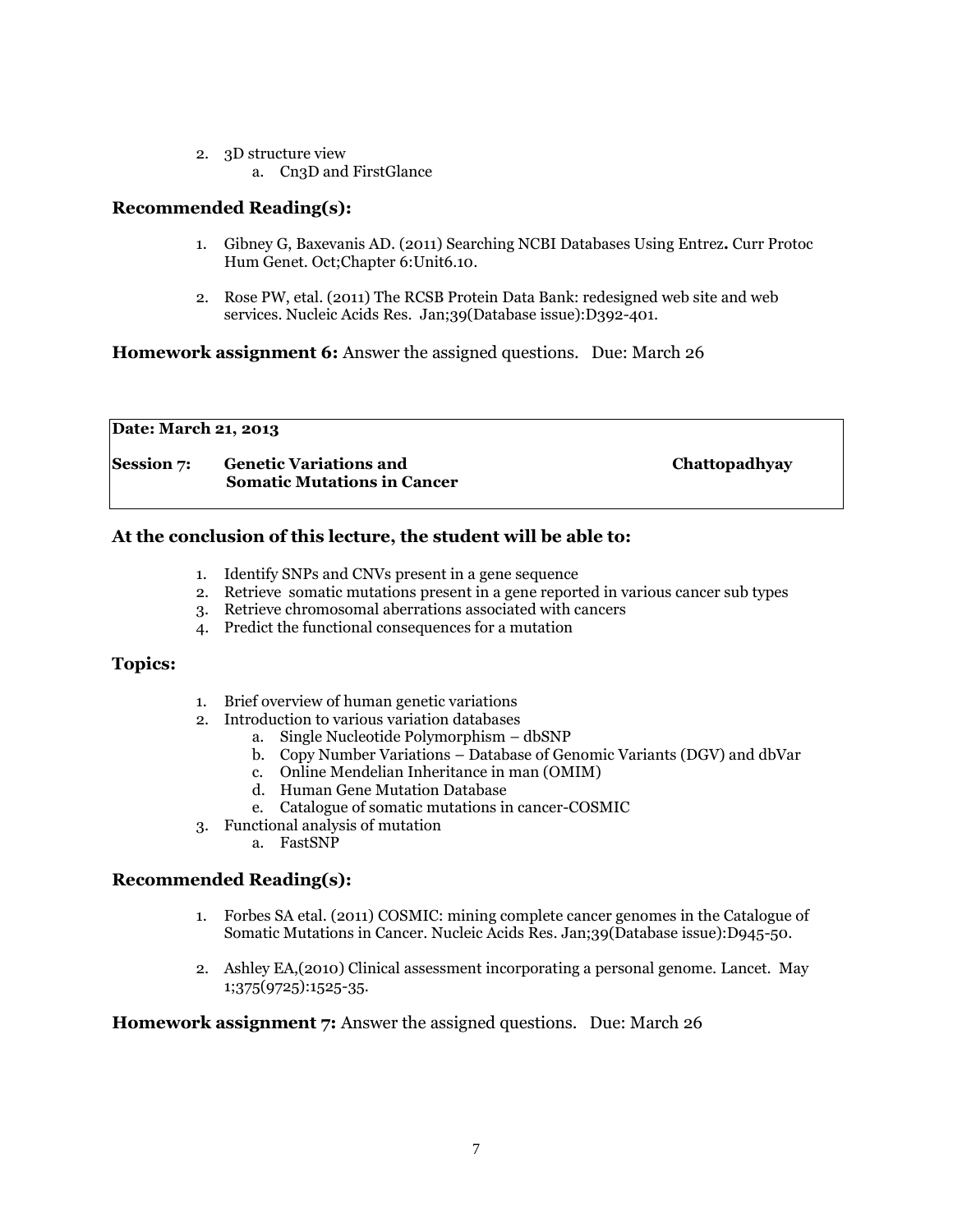2. 3D structure view
    a. Cn3D and FirstGlance

### Recommended Reading(s):

1. Gibney G, Baxevanis AD. (2011) Searching NCBI Databases Using Entrez**.** Curr Protoc Hum Genet. Oct;Chapter 6:Unit6.10.

2. Rose PW, etal. (2011) The RCSB Protein Data Bank: redesigned web site and web services. Nucleic Acids Res. Jan;39(Database issue):D392-401.

**Homework assignment 6:** Answer the assigned questions. Due: March 26

| | | |
|---|---|---|
| **Date: March 21, 2013** | | |
| **Session 7:** | **Genetic Variations and Somatic Mutations in Cancer** | **Chattopadhyay** |

### At the conclusion of this lecture, the student will be able to:

1. Identify SNPs and CNVs present in a gene sequence
2. Retrieve somatic mutations present in a gene reported in various cancer sub types
3. Retrieve chromosomal aberrations associated with cancers
4. Predict the functional consequences for a mutation

### Topics:

1. Brief overview of human genetic variations
2. Introduction to various variation databases
    a. Single Nucleotide Polymorphism – dbSNP
    b. Copy Number Variations – Database of Genomic Variants (DGV) and dbVar
    c. Online Mendelian Inheritance in man (OMIM)
    d. Human Gene Mutation Database
    e. Catalogue of somatic mutations in cancer-COSMIC
3. Functional analysis of mutation
    a. FastSNP

### Recommended Reading(s):

1. Forbes SA etal. (2011) COSMIC: mining complete cancer genomes in the Catalogue of Somatic Mutations in Cancer. Nucleic Acids Res. Jan;39(Database issue):D945-50.

2. Ashley EA,(2010) Clinical assessment incorporating a personal genome. Lancet. May 1;375(9725):1525-35.

**Homework assignment 7:** Answer the assigned questions. Due: March 26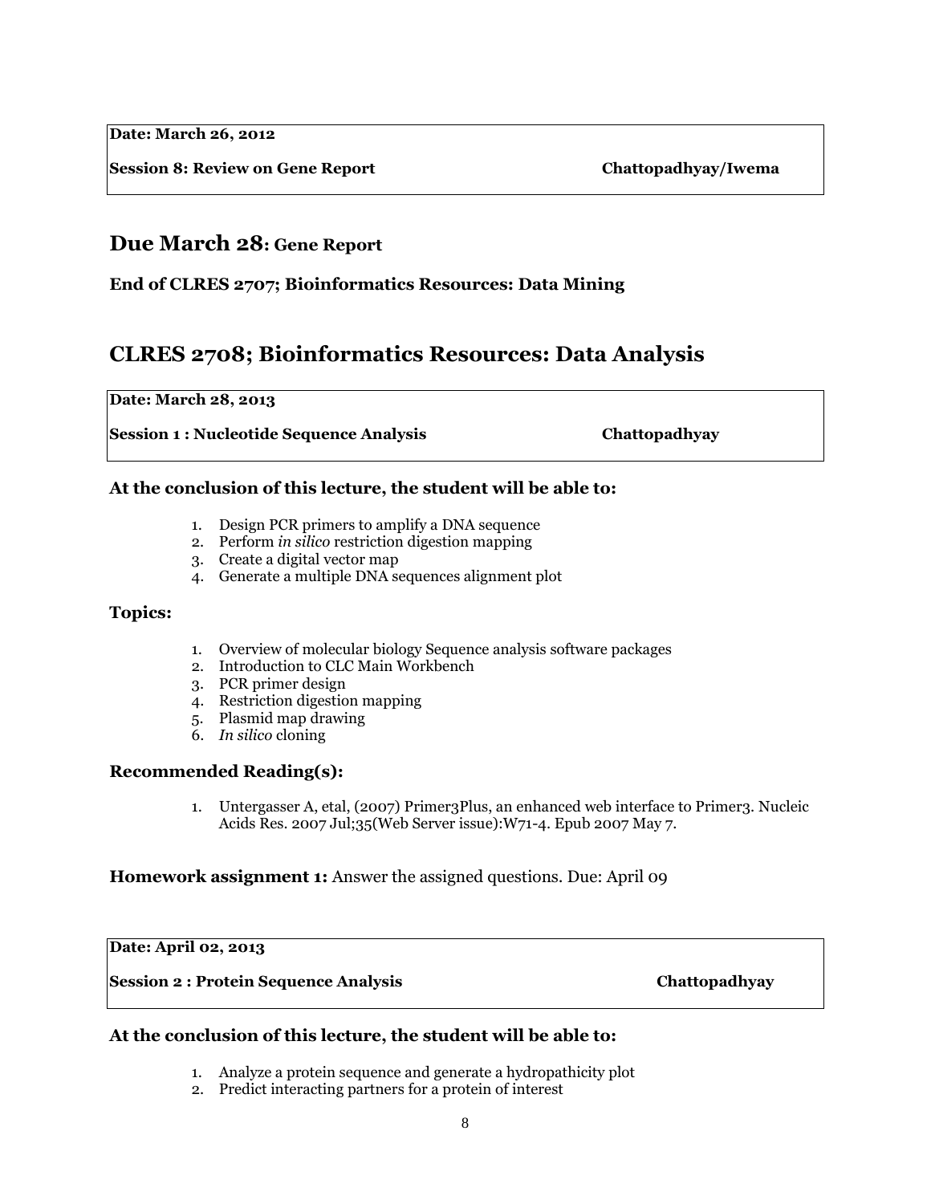**Date: March 26, 2012**

**Session 8: Review on Gene Report** **Chattopadhyay/Iwema**

## Due March 28: Gene Report

**End of CLRES 2707; Bioinformatics Resources: Data Mining**

## CLRES 2708; Bioinformatics Resources: Data Analysis

**Date: March 28, 2013**

**Session 1 : Nucleotide Sequence Analysis** **Chattopadhyay**

### At the conclusion of this lecture, the student will be able to:

1. Design PCR primers to amplify a DNA sequence
2. Perform *in silico* restriction digestion mapping
3. Create a digital vector map
4. Generate a multiple DNA sequences alignment plot

### Topics:

1. Overview of molecular biology Sequence analysis software packages
2. Introduction to CLC Main Workbench
3. PCR primer design
4. Restriction digestion mapping
5. Plasmid map drawing
6. *In silico* cloning

### Recommended Reading(s):

1. Untergasser A, etal, (2007) Primer3Plus, an enhanced web interface to Primer3. Nucleic Acids Res. 2007 Jul;35(Web Server issue):W71-4. Epub 2007 May 7.

**Homework assignment 1:** Answer the assigned questions. Due: April 09

**Date: April 02, 2013**

**Session 2 : Protein Sequence Analysis** **Chattopadhyay**

### At the conclusion of this lecture, the student will be able to:

1. Analyze a protein sequence and generate a hydropathicity plot
2. Predict interacting partners for a protein of interest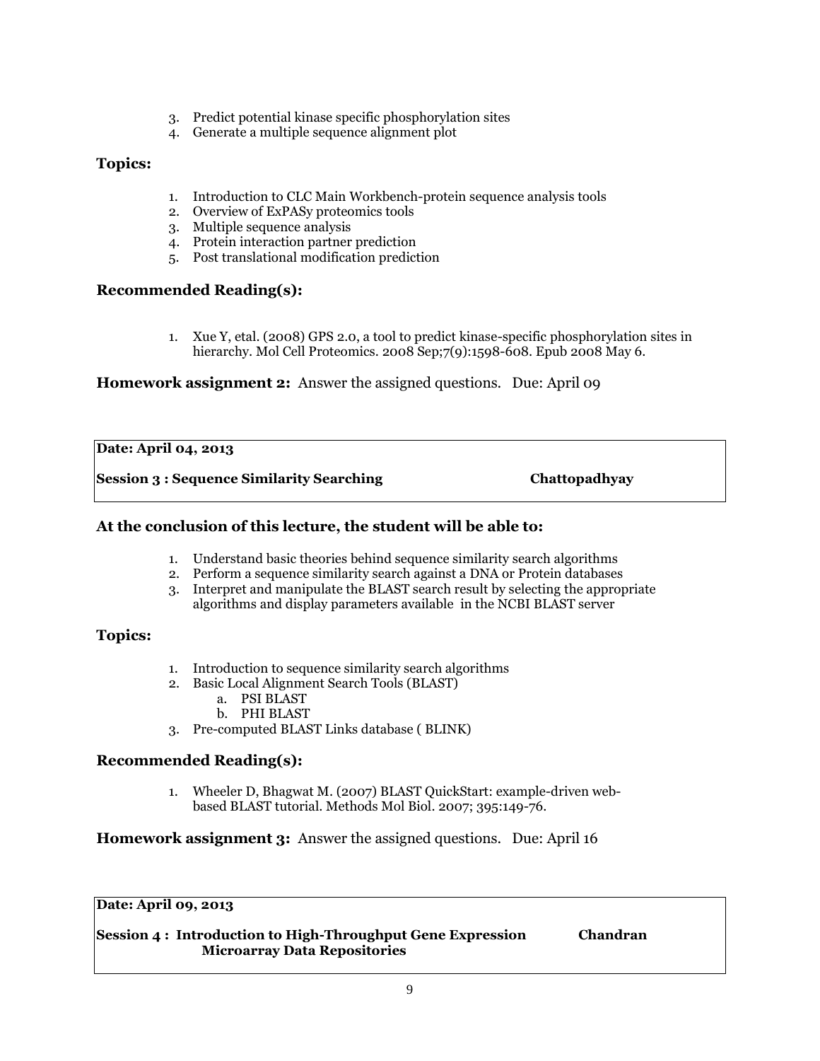3. Predict potential kinase specific phosphorylation sites
4. Generate a multiple sequence alignment plot

### Topics:

1. Introduction to CLC Main Workbench-protein sequence analysis tools
2. Overview of ExPASy proteomics tools
3. Multiple sequence analysis
4. Protein interaction partner prediction
5. Post translational modification prediction

### Recommended Reading(s):

1. Xue Y, etal. (2008) GPS 2.0, a tool to predict kinase-specific phosphorylation sites in hierarchy. Mol Cell Proteomics. 2008 Sep;7(9):1598-608. Epub 2008 May 6.

**Homework assignment 2:** Answer the assigned questions. Due: April 09

| | |
|---|---|
| **Date: April 04, 2013** | |
| **Session 3 : Sequence Similarity Searching** | **Chattopadhyay** |

### At the conclusion of this lecture, the student will be able to:

1. Understand basic theories behind sequence similarity search algorithms
2. Perform a sequence similarity search against a DNA or Protein databases
3. Interpret and manipulate the BLAST search result by selecting the appropriate algorithms and display parameters available in the NCBI BLAST server

### Topics:

1. Introduction to sequence similarity search algorithms
2. Basic Local Alignment Search Tools (BLAST)
    a. PSI BLAST
    b. PHI BLAST
3. Pre-computed BLAST Links database ( BLINK)

### Recommended Reading(s):

1. Wheeler D, Bhagwat M. (2007) BLAST QuickStart: example-driven web-based BLAST tutorial. Methods Mol Biol. 2007; 395:149-76.

**Homework assignment 3:** Answer the assigned questions. Due: April 16

| | |
|---|---|
| **Date: April 09, 2013** | |
| **Session 4 : Introduction to High-Throughput Gene Expression Microarray Data Repositories** | **Chandran** |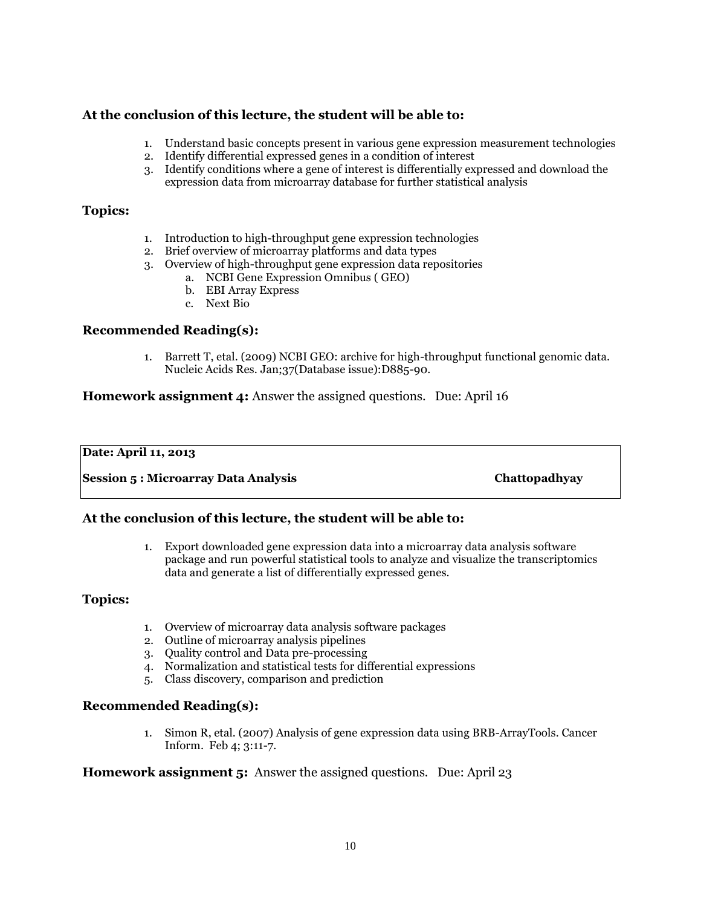### At the conclusion of this lecture, the student will be able to:

1. Understand basic concepts present in various gene expression measurement technologies
2. Identify differential expressed genes in a condition of interest
3. Identify conditions where a gene of interest is differentially expressed and download the expression data from microarray database for further statistical analysis

### Topics:

1. Introduction to high-throughput gene expression technologies
2. Brief overview of microarray platforms and data types
3. Overview of high-throughput gene expression data repositories
   a. NCBI Gene Expression Omnibus ( GEO)
   b. EBI Array Express
   c. Next Bio

### Recommended Reading(s):

1. Barrett T, etal. (2009) NCBI GEO: archive for high-throughput functional genomic data. Nucleic Acids Res. Jan;37(Database issue):D885-90.

**Homework assignment 4:** Answer the assigned questions. Due: April 16

**Date: April 11, 2013**

**Session 5 : Microarray Data Analysis** **Chattopadhyay**

### At the conclusion of this lecture, the student will be able to:

1. Export downloaded gene expression data into a microarray data analysis software package and run powerful statistical tools to analyze and visualize the transcriptomics data and generate a list of differentially expressed genes.

### Topics:

1. Overview of microarray data analysis software packages
2. Outline of microarray analysis pipelines
3. Quality control and Data pre-processing
4. Normalization and statistical tests for differential expressions
5. Class discovery, comparison and prediction

### Recommended Reading(s):

1. Simon R, etal. (2007) Analysis of gene expression data using BRB-ArrayTools. Cancer Inform. Feb 4; 3:11-7.

**Homework assignment 5:** Answer the assigned questions. Due: April 23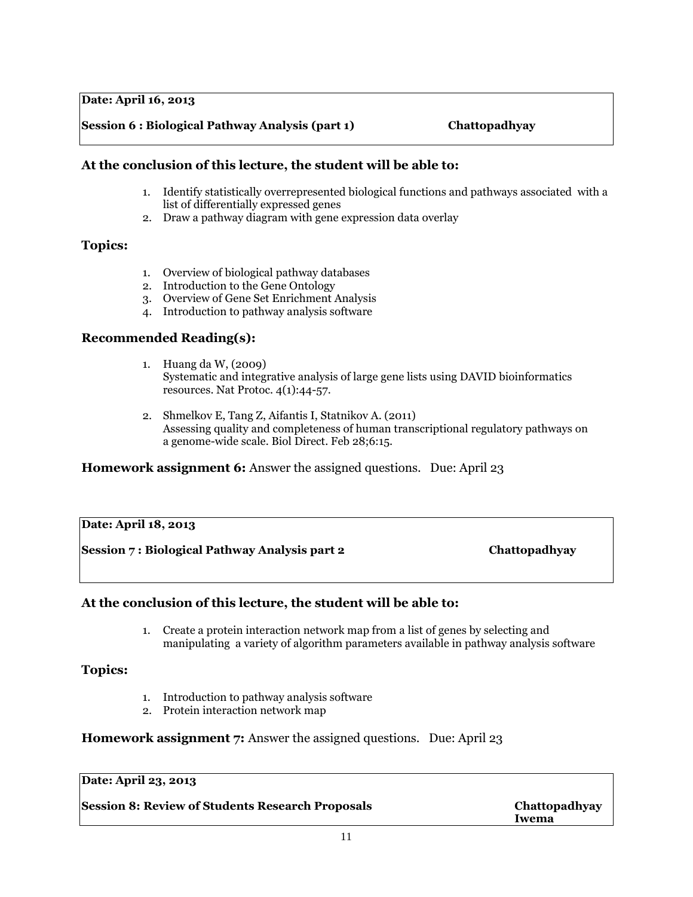**Date: April 16, 2013**

**Session 6 : Biological Pathway Analysis (part 1)** **Chattopadhyay**

### At the conclusion of this lecture, the student will be able to:

1. Identify statistically overrepresented biological functions and pathways associated with a list of differentially expressed genes
2. Draw a pathway diagram with gene expression data overlay

### Topics:

1. Overview of biological pathway databases
2. Introduction to the Gene Ontology
3. Overview of Gene Set Enrichment Analysis
4. Introduction to pathway analysis software

### Recommended Reading(s):

1. Huang da W, (2009)
   Systematic and integrative analysis of large gene lists using DAVID bioinformatics resources. Nat Protoc. 4(1):44-57.

2. Shmelkov E, Tang Z, Aifantis I, Statnikov A. (2011)
   Assessing quality and completeness of human transcriptional regulatory pathways on a genome-wide scale. Biol Direct. Feb 28;6:15.

**Homework assignment 6:** Answer the assigned questions. Due: April 23

**Date: April 18, 2013**

**Session 7 : Biological Pathway Analysis part 2** **Chattopadhyay**

### At the conclusion of this lecture, the student will be able to:

1. Create a protein interaction network map from a list of genes by selecting and manipulating a variety of algorithm parameters available in pathway analysis software

### Topics:

1. Introduction to pathway analysis software
2. Protein interaction network map

**Homework assignment 7:** Answer the assigned questions. Due: April 23

**Date: April 23, 2013**

**Session 8: Review of Students Research Proposals** **Chattopadhyay Iwema**